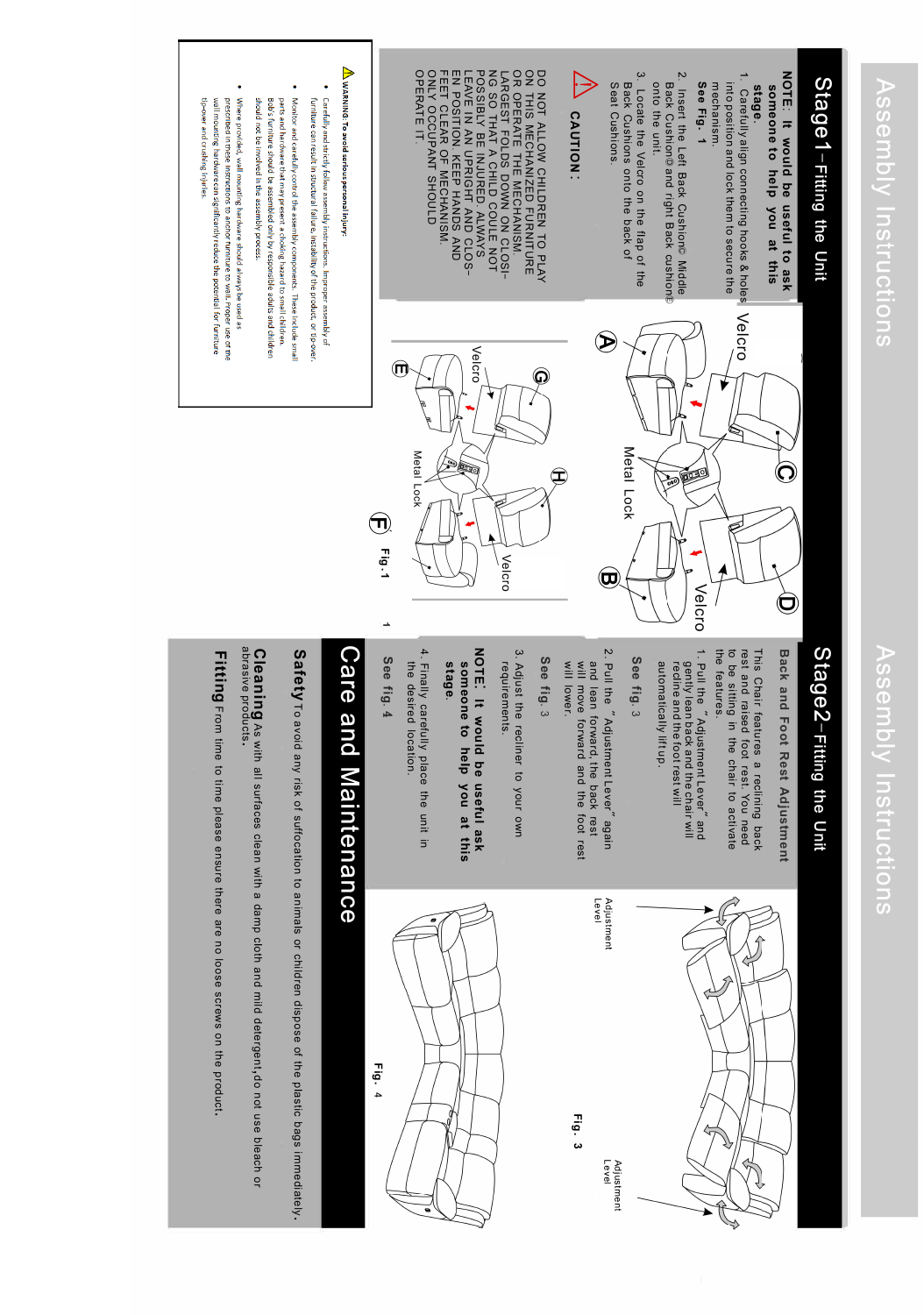# Assembly Instructions

## Stage1–Fitting the Unit

**NOTE: It would be useful to ask someone to help you at this stage.**

1. Carefully align connecting hooks & holes into position and lock them to secure the mechanism.

   **See Fig. 1**

2. Insert the Left Back Cushion© Middle Back Cushion⑩ and right Back cushion⑪ onto the unit.
3. Locate the Velcro on the flap of the Back Cushions onto the back of Seat Cushions.

**CAUTION:**

DO NOT ALLOW CHILDREN TO PLAY ON THIS MECHANIZED FURNITURE OR OPERATE THE MECHANISM. LARGEST FOLDS DOWN ON CLOSING SO THAT A CHILD COULE NOT POSSIBLY BE INJURED. ALWAYS LEAVE IN AN UPRIGHT AND CLOSEN POSITION. KEEP HANDS AND FEET CLEAR OF MECHANISM. ONLY OCCUPANT SHOULD OPERATE IT.

Velcro

Metal Lock

Velcro

Velcro

Metal Lock

Velcro

Fig.1

**WARNING: To avoid serious personal injury:**

- Carefully and strictly follow assembly instructions. Improper assembly of furniture can result in structural failure, instability of the product, or tip-over.
- Monitor and carefully control the assembly components. These include small parts and hardware that may present a choking hazard to small children. Bob's furniture should be assembled only by responsible adults and children should not be involved in the assembly process.
- Where provided, wall mounting hardware should always be used as prescribed in these instructions to anchor furniture to walls. Proper use of the wall mounting hardware can significantly reduce the potential for furniture tip-over and crushing injuries.

# Assembly Instructions

## Stage2–Fitting the Unit

**Back and Foot Rest Adjustment**

This Chair features a reclining back rest and raised foot rest. You need to be sitting in the chair to activate the features.

1. Pull the "Adjustment Lever" and gently lean back and the chair will recline and the foot rest will automatically lift up.

   **See fig. 3**

2. Pull the "Adjustment Lever" again and lean forward, the back rest will move forward and the foot rest will lower.

   **See fig. 3**

3. Adjust the recliner to your own requirements.

**NOTE: It would be useful ask someone to help you at this stage.**

4. Finally carefully place the unit in the desired location.

   **See fig. 4**

Adjustment Level

Adjustment Level

Fig. 3

Fig. 4

# Care and Maintenance

**Safety** To avoid any risk of suffocation to animals or children dispose of the plastic bags immediately.

**Cleaning** As with all surfaces clean with a damp cloth and mild detergent,do not use bleach or abrasive products.

**Fitting** From time to time please ensure there are no loose screws on the product.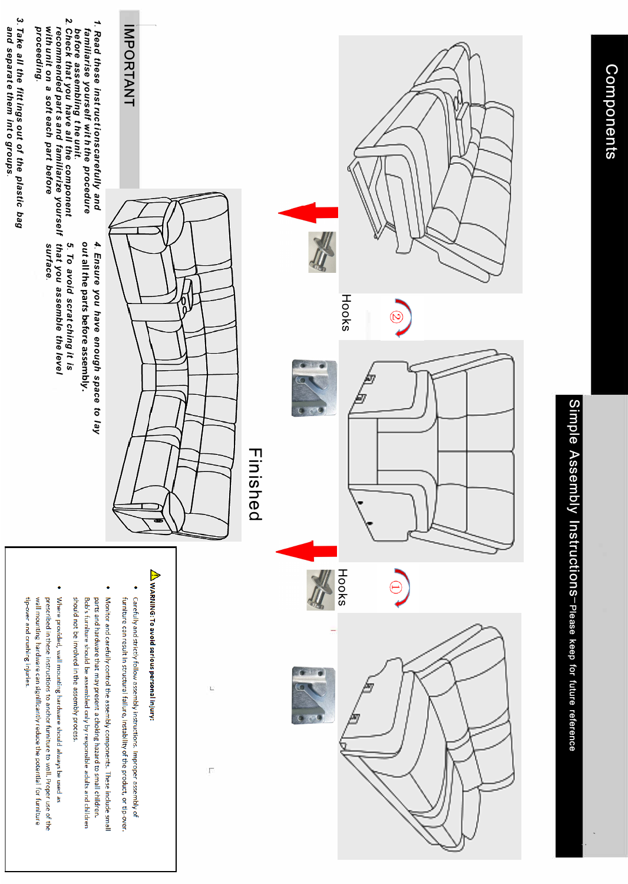# Components

## Simple Assembly Instructions–Please keep for future reference

Hooks

①

Hooks

②

Finished

## IMPORTANT

1. Read these instructions carefully and familiarise yourself with the procedure before assembling the unit.
2. Check that you have all the component recommended parts and familiarize yourself with unit on a soft each part before proceeding.
3. Take all the fittings out of the plastic bag and separate them into groups.
4. Ensure you have enough space to lay out all the parts before assembly.
5. To avoid scratching it is recommended that you assemble the level surface.

**⚠ WARNING: To avoid serious personal injury:**

- Carefully and strictly follow assembly instructions. Improper assembly of furniture can result in structural failure, instability of the product, or tip-over.
- Monitor and carefully control the assembly components. These include small parts and hardware that may present a choking hazard to small children. Bob's furniture should be assembled only by responsible adults and children should not be involved in the assembly process.
- Where provided, wall mounting hardware should always be used as prescribed in these instructions to anchor furniture to wall. Proper use of the wall mounting hardware can significantly reduce the potential for furniture tip-over and crushing injuries.